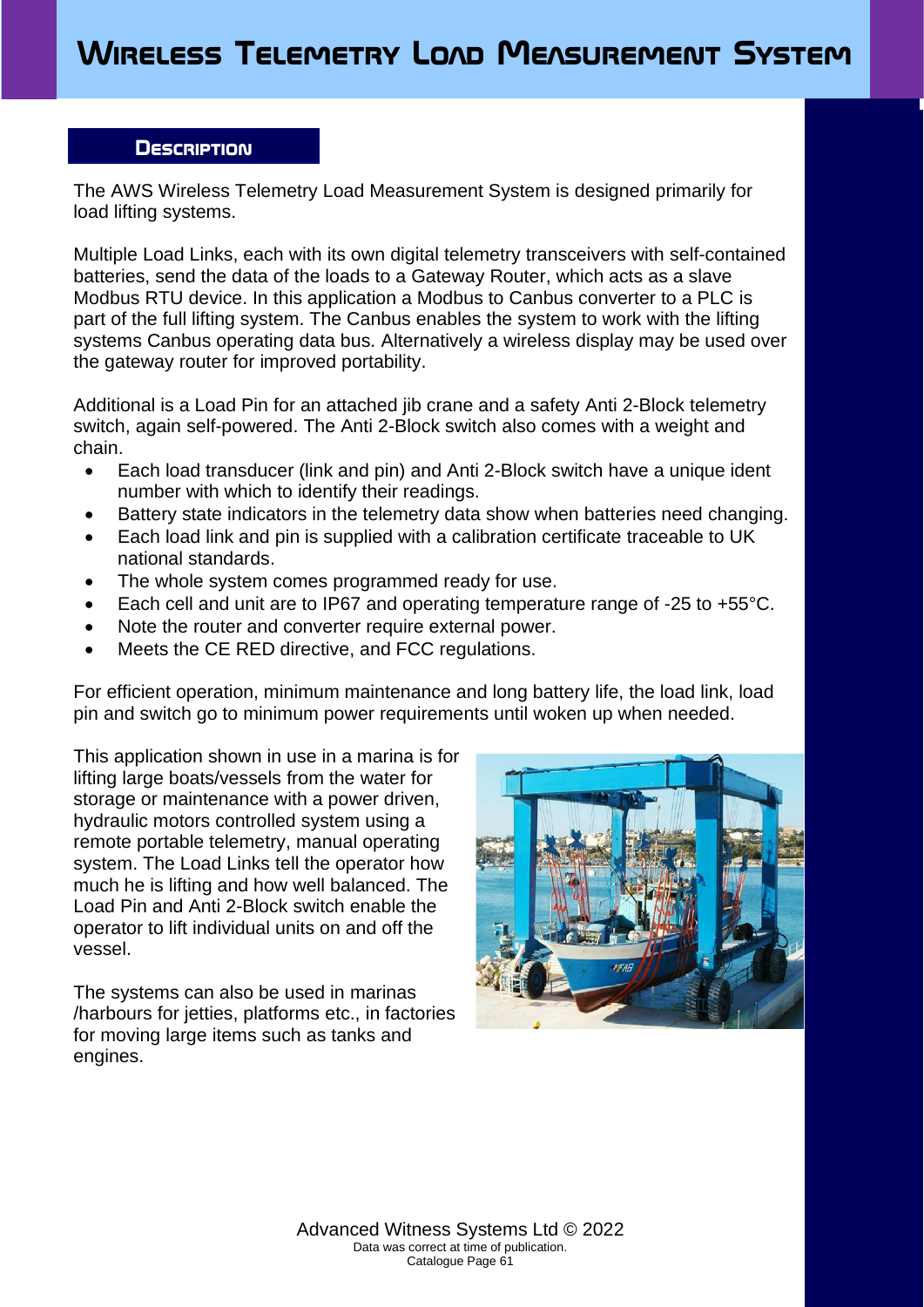# Wireless Telemetry Load Measurement System

## Description

The AWS Wireless Telemetry Load Measurement System is designed primarily for load lifting systems.

Multiple Load Links, each with its own digital telemetry transceivers with self-contained batteries, send the data of the loads to a Gateway Router, which acts as a slave Modbus RTU device. In this application a Modbus to Canbus converter to a PLC is part of the full lifting system. The Canbus enables the system to work with the lifting systems Canbus operating data bus. Alternatively a wireless display may be used over the gateway router for improved portability.

Additional is a Load Pin for an attached jib crane and a safety Anti 2-Block telemetry switch, again self-powered. The Anti 2-Block switch also comes with a weight and chain.

- Each load transducer (link and pin) and Anti 2-Block switch have a unique ident number with which to identify their readings.
- Battery state indicators in the telemetry data show when batteries need changing.
- Each load link and pin is supplied with a calibration certificate traceable to UK national standards.
- The whole system comes programmed ready for use.
- Each cell and unit are to IP67 and operating temperature range of -25 to +55°C.
- Note the router and converter require external power.
- Meets the CE RED directive, and FCC regulations.

For efficient operation, minimum maintenance and long battery life, the load link, load pin and switch go to minimum power requirements until woken up when needed.

This application shown in use in a marina is for lifting large boats/vessels from the water for storage or maintenance with a power driven, hydraulic motors controlled system using a remote portable telemetry, manual operating system. The Load Links tell the operator how much he is lifting and how well balanced. The Load Pin and Anti 2-Block switch enable the operator to lift individual units on and off the vessel.

The systems can also be used in marinas /harbours for jetties, platforms etc., in factories for moving large items such as tanks and engines.

Advanced Witness Systems Ltd © 2022
Data was correct at time of publication.
Catalogue Page 61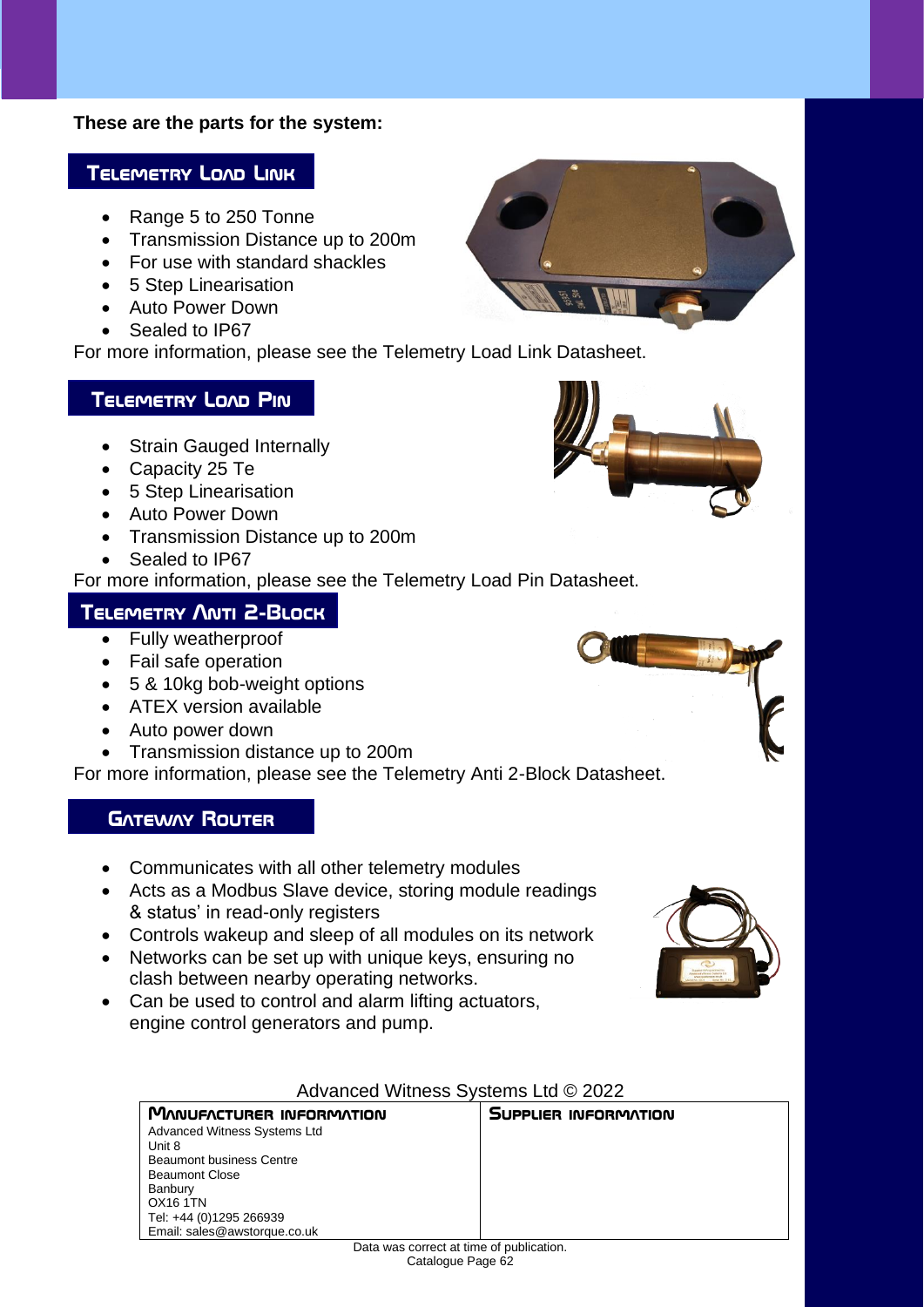**These are the parts for the system:**

## Telemetry Load Link

- Range 5 to 250 Tonne
- Transmission Distance up to 200m
- For use with standard shackles
- 5 Step Linearisation
- Auto Power Down
- Sealed to IP67

For more information, please see the Telemetry Load Link Datasheet.

## Telemetry Load Pin

- Strain Gauged Internally
- Capacity 25 Te
- 5 Step Linearisation
- Auto Power Down
- Transmission Distance up to 200m
- Sealed to IP67

For more information, please see the Telemetry Load Pin Datasheet.

## Telemetry Anti 2-Block

- Fully weatherproof
- Fail safe operation
- 5 & 10kg bob-weight options
- ATEX version available
- Auto power down
- Transmission distance up to 200m

For more information, please see the Telemetry Anti 2-Block Datasheet.

## Gateway Router

- Communicates with all other telemetry modules
- Acts as a Modbus Slave device, storing module readings & status' in read-only registers
- Controls wakeup and sleep of all modules on its network
- Networks can be set up with unique keys, ensuring no clash between nearby operating networks.
- Can be used to control and alarm lifting actuators, engine control generators and pump.

Advanced Witness Systems Ltd © 2022

| Manufacturer Information | Supplier Information |
|---|---|
| Advanced Witness Systems Ltd<br>Unit 8<br>Beaumont business Centre<br>Beaumont Close<br>Banbury<br>OX16 1TN<br>Tel: +44 (0)1295 266939<br>Email: sales@awstorque.co.uk | |

Data was correct at time of publication.
Catalogue Page 62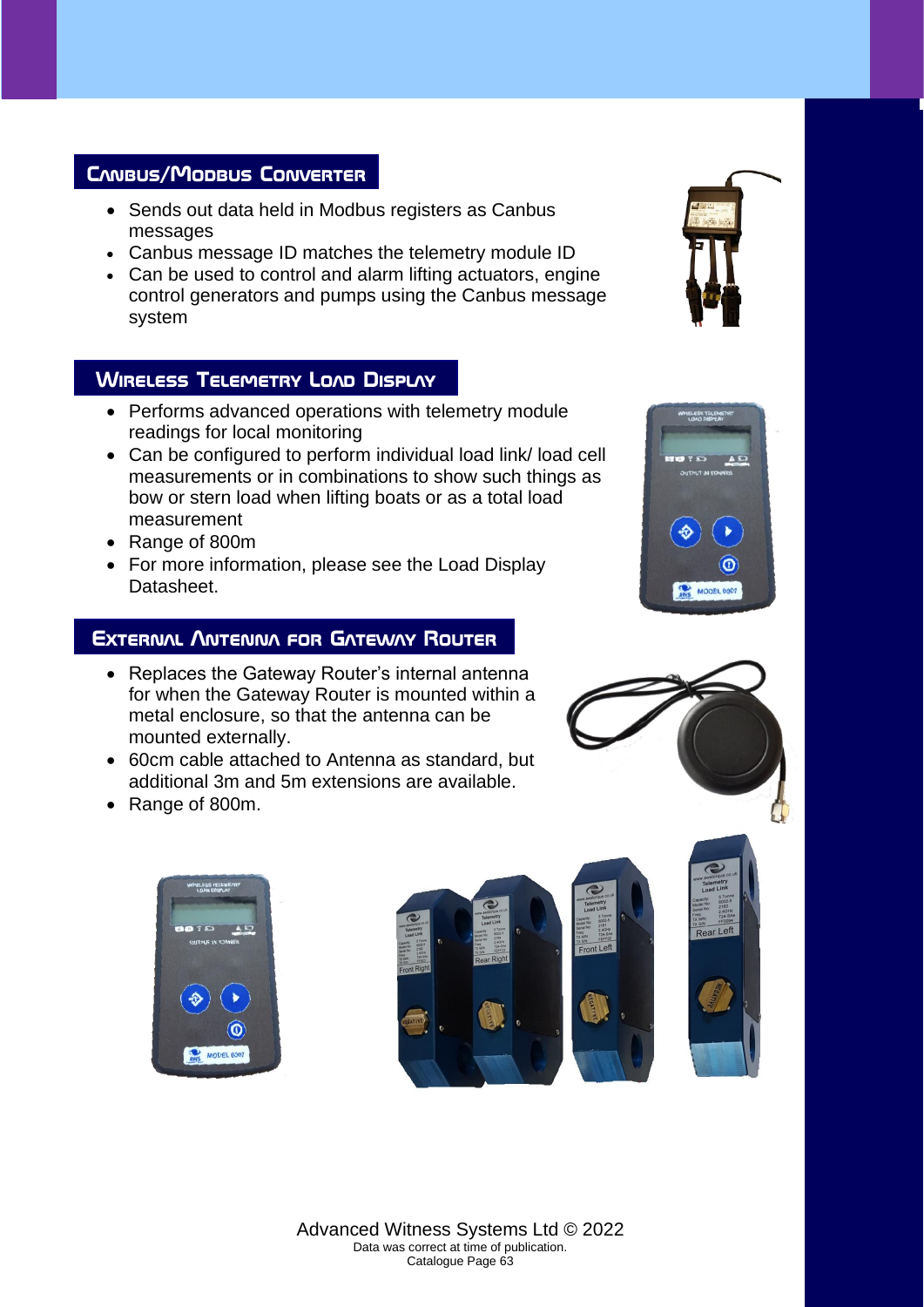## Canbus/Modbus Converter

- Sends out data held in Modbus registers as Canbus messages
- Canbus message ID matches the telemetry module ID
- Can be used to control and alarm lifting actuators, engine control generators and pumps using the Canbus message system

## Wireless Telemetry Load Display

- Performs advanced operations with telemetry module readings for local monitoring
- Can be configured to perform individual load link/ load cell measurements or in combinations to show such things as bow or stern load when lifting boats or as a total load measurement
- Range of 800m
- For more information, please see the Load Display Datasheet.

## External Antenna for Gateway Router

- Replaces the Gateway Router's internal antenna for when the Gateway Router is mounted within a metal enclosure, so that the antenna can be mounted externally.
- 60cm cable attached to Antenna as standard, but additional 3m and 5m extensions are available.
- Range of 800m.

Advanced Witness Systems Ltd © 2022
Data was correct at time of publication.
Catalogue Page 63